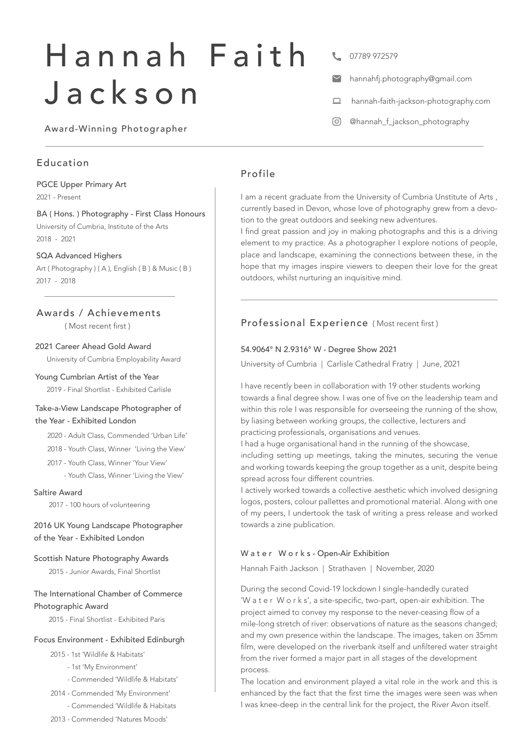# Hannah Faith Jackson

Award-Winning Photographer

07789 972579

hannahfj.photography@gmail.com

hannah-faith-jackson-photography.com

@hannah_f_jackson_photography

## Education

PGCE Upper Primary Art
2021 - Present

BA ( Hons. ) Photography - First Class Honours
University of Cumbria, Institute of the Arts
2018 - 2021

SQA Advanced Highers
Art ( Photography ) ( A ), English ( B ) & Music ( B )
2017 - 2018

## Awards / Achievements

( Most recent first )

2021 Career Ahead Gold Award
University of Cumbria Employability Award

Young Cumbrian Artist of the Year
2019 - Final Shortlist - Exhibited Carlisle

Take-a-View Landscape Photographer of the Year - Exhibited London
- 2020 - Adult Class, Commended 'Urban Life'
- 2018 - Youth Class, Winner 'Living the View'
- 2017 - Youth Class, Winner 'Your View'
- - Youth Class, Winner 'Living the View'

Saltire Award
2017 - 100 hours of volunteering

2016 UK Young Landscape Photographer of the Year - Exhibited London

Scottish Nature Photography Awards
2015 - Junior Awards, Final Shortlist

The International Chamber of Commerce Photographic Award
2015 - Final Shortlist - Exhibited Paris

Focus Environment - Exhibited Edinburgh
- 2015 - 1st 'Wildlife & Habitats'
- - 1st 'My Environment'
- - Commended 'Wildlife & Habitats'
- 2014 - Commended 'My Environment'
- - Commended 'Wildlife & Habitats
- 2013 - Commended 'Natures Moods'

## Profile

I am a recent graduate from the University of Cumbria Unstitute of Arts , currently based in Devon, whose love of photography grew from a devotion to the great outdoors and seeking new adventures.
I find great passion and joy in making photographs and this is a driving element to my practice. As a photographer I explore notions of people, place and landscape, examining the connections between these, in the hope that my images inspire viewers to deepen their love for the great outdoors, whilst nurturing an inquisitive mind.

## Professional Experience ( Most recent first )

### 54.9064° N 2.9316° W - Degree Show 2021

University of Cumbria | Carlisle Cathedral Fratry | June, 2021

I have recently been in collaboration with 19 other students working towards a final degree show. I was one of five on the leadership team and within this role I was responsible for overseeing the running of the show, by liasing between working groups, the collective, lecturers and practicing professionals, organisations and venues.
I had a huge organisational hand in the running of the showcase, including setting up meetings, taking the minutes, securing the venue and working towards keeping the group together as a unit, despite being spread across four different countries.
I actively worked towards a collective aesthetic which involved designing logos, posters, colour pallettes and promotional material. Along with one of my peers, I undertook the task of writing a press release and worked towards a zine publication.

### W a t e r W o r k s - Open-Air Exhibition

Hannah Faith Jackson | Strathaven | November, 2020

During the second Covid-19 lockdown I single-handedly curated 'W a t e r W o r k s', a site-specific, two-part, open-air exhibition. The project aimed to convey my response to the never-ceasing flow of a mile-long stretch of river: observations of nature as the seasons changed; and my own presence within the landscape. The images, taken on 35mm film, were developed on the riverbank itself and unfiltered water straight from the river formed a major part in all stages of the development process.
The location and environment played a vital role in the work and this is enhanced by the fact that the first time the images were seen was when I was knee-deep in the central link for the project, the River Avon itself.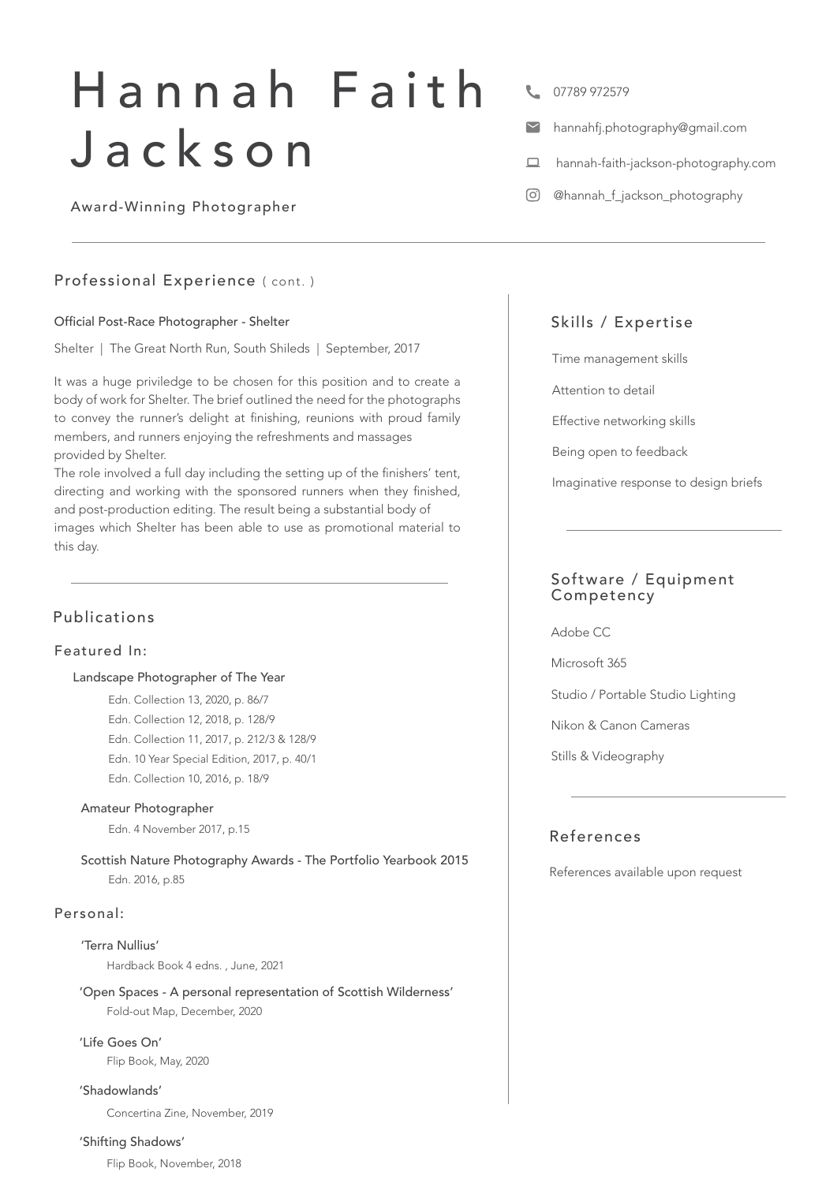# Hannah Faith Jackson

Award-Winning Photographer

07789 972579

hannahfj.photography@gmail.com

hannah-faith-jackson-photography.com

@hannah_f_jackson_photography

## Professional Experience ( cont. )

### Official Post-Race Photographer - Shelter

Shelter | The Great North Run, South Shileds | September, 2017

It was a huge priviledge to be chosen for this position and to create a body of work for Shelter. The brief outlined the need for the photographs to convey the runner's delight at finishing, reunions with proud family members, and runners enjoying the refreshments and massages provided by Shelter.

The role involved a full day including the setting up of the finishers' tent, directing and working with the sponsored runners when they finished, and post-production editing. The result being a substantial body of images which Shelter has been able to use as promotional material to this day.

## Publications

### Featured In:

Landscape Photographer of The Year

- Edn. Collection 13, 2020, p. 86/7
- Edn. Collection 12, 2018, p. 128/9
- Edn. Collection 11, 2017, p. 212/3 & 128/9
- Edn. 10 Year Special Edition, 2017, p. 40/1
- Edn. Collection 10, 2016, p. 18/9

Amateur Photographer

- Edn. 4 November 2017, p.15

Scottish Nature Photography Awards - The Portfolio Yearbook 2015

- Edn. 2016, p.85

### Personal:

'Terra Nullius'
Hardback Book 4 edns. , June, 2021

'Open Spaces - A personal representation of Scottish Wilderness'
Fold-out Map, December, 2020

'Life Goes On'
Flip Book, May, 2020

'Shadowlands'
Concertina Zine, November, 2019

'Shifting Shadows'
Flip Book, November, 2018

## Skills / Expertise

- Time management skills
- Attention to detail
- Effective networking skills
- Being open to feedback
- Imaginative response to design briefs

## Software / Equipment Competency

- Adobe CC
- Microsoft 365
- Studio / Portable Studio Lighting
- Nikon & Canon Cameras
- Stills & Videography

## References

References available upon request